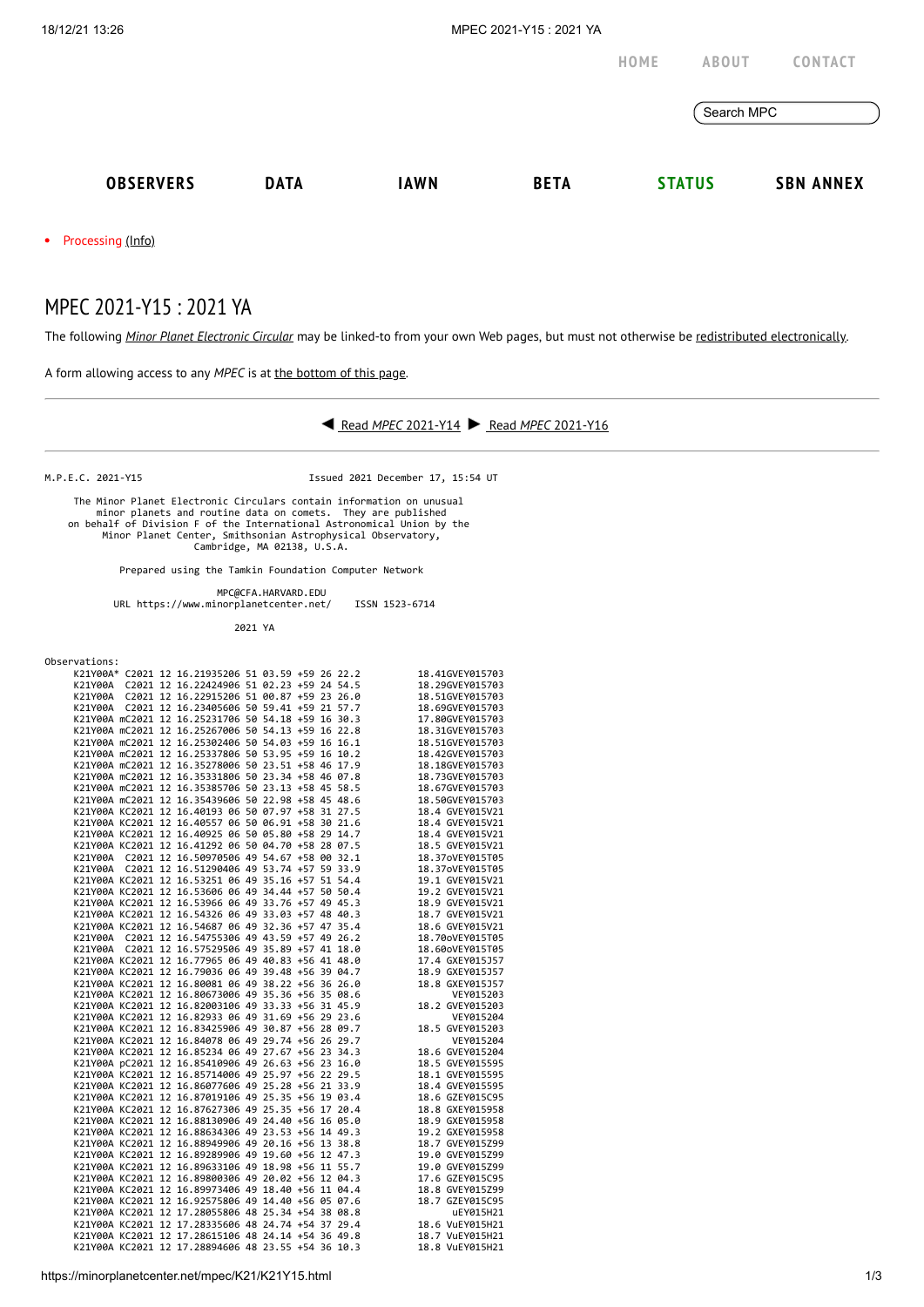HOME ABOUT CONTACT

OBSERVERS DATA IAWN BETA STATUS SBN ANNEX

- Processing (Info)

# MPEC 2021-Y15 : 2021 YA

The following *Minor Planet Electronic Circular* may be linked-to from your own Web pages, but must not otherwise be redistributed electronically.

A form allowing access to any *MPEC* is at the bottom of this page.

◀ Read *MPEC* 2021-Y14 ▶ Read *MPEC* 2021-Y16

```
M.P.E.C. 2021-Y15                              Issued 2021 December 17, 15:54 UT

     The Minor Planet Electronic Circulars contain information on unusual
         minor planets and routine data on comets.  They are published
    on behalf of Division F of the International Astronomical Union by the
          Minor Planet Center, Smithsonian Astrophysical Observatory,
                          Cambridge, MA 02138, U.S.A.

                Prepared using the Tamkin Foundation Computer Network

                              MPC@CFA.HARVARD.EDU
           URL https://www.minorplanetcenter.net/     ISSN 1523-6714

                                    2021 YA

Observations:
     K21Y00A* C2021 12 16.21935206 51 03.59 +59 26 22.2          18.41GVEY015703
     K21Y00A  C2021 12 16.22424906 51 02.23 +59 24 54.5          18.29GVEY015703
     K21Y00A  C2021 12 16.22915206 51 00.87 +59 23 26.0          18.51GVEY015703
     K21Y00A  C2021 12 16.23405606 50 59.41 +59 21 57.7          18.69GVEY015703
     K21Y00A mC2021 12 16.25231706 50 54.18 +59 16 30.3          17.80GVEY015703
     K21Y00A mC2021 12 16.25267006 50 54.13 +59 16 22.8          18.31GVEY015703
     K21Y00A mC2021 12 16.25302406 50 54.03 +59 16 16.1          18.51GVEY015703
     K21Y00A mC2021 12 16.25337806 50 53.95 +59 16 10.2          18.42GVEY015703
     K21Y00A mC2021 12 16.35278006 50 23.51 +58 46 17.9          18.18GVEY015703
     K21Y00A mC2021 12 16.35331806 50 23.34 +58 46 07.8          18.73GVEY015703
     K21Y00A mC2021 12 16.35385706 50 23.13 +58 45 58.5          18.67GVEY015703
     K21Y00A mC2021 12 16.35439606 50 22.98 +58 45 48.6          18.50GVEY015703
     K21Y00A KC2021 12 16.40193 06 50 07.97 +58 31 27.5          18.4 GVEY015V21
     K21Y00A KC2021 12 16.40557 06 50 06.91 +58 30 21.6          18.4 GVEY015V21
     K21Y00A KC2021 12 16.40925 06 50 05.80 +58 29 14.7          18.4 GVEY015V21
     K21Y00A KC2021 12 16.41292 06 50 04.70 +58 28 07.5          18.5 GVEY015V21
     K21Y00A  C2021 12 16.50970506 49 54.67 +58 00 32.1          18.37oVEY015T05
     K21Y00A  C2021 12 16.51290406 49 53.74 +57 59 33.9          18.37oVEY015T05
     K21Y00A KC2021 12 16.53251 06 49 35.16 +57 51 54.4          19.1 GVEY015V21
     K21Y00A KC2021 12 16.53606 06 49 34.44 +57 50 50.4          19.2 GVEY015V21
     K21Y00A KC2021 12 16.53966 06 49 33.76 +57 49 45.3          18.9 GVEY015V21
     K21Y00A KC2021 12 16.54326 06 49 33.03 +57 48 40.3          18.7 GVEY015V21
     K21Y00A KC2021 12 16.54687 06 49 32.36 +57 47 35.4          18.6 GVEY015V21
     K21Y00A  C2021 12 16.54755306 49 43.59 +57 49 26.2          18.70oVEY015T05
     K21Y00A  C2021 12 16.57529506 49 35.89 +57 41 18.0          18.60oVEY015T05
     K21Y00A KC2021 12 16.77965 06 49 40.83 +56 41 48.0          17.4 GXEY015J57
     K21Y00A KC2021 12 16.79036 06 49 39.48 +56 39 04.7          18.9 GXEY015J57
     K21Y00A KC2021 12 16.80081 06 49 38.22 +56 36 26.0          18.8 GXEY015J57
     K21Y00A KC2021 12 16.80673006 49 35.36 +56 35 08.6               VEY015203
     K21Y00A KC2021 12 16.82003106 49 33.33 +56 31 45.9          18.2 GVEY015203
     K21Y00A KC2021 12 16.82933 06 49 31.69 +56 29 23.6               VEY015204
     K21Y00A KC2021 12 16.83425906 49 30.87 +56 28 09.7          18.5 GVEY015203
     K21Y00A KC2021 12 16.84078 06 49 29.74 +56 26 29.7               VEY015204
     K21Y00A KC2021 12 16.85234 06 49 27.67 +56 23 34.3          18.6 GVEY015204
     K21Y00A pC2021 12 16.85410906 49 26.63 +56 23 16.0          18.5 GVEY015595
     K21Y00A KC2021 12 16.85714006 49 25.97 +56 22 29.5          18.1 GVEY015595
     K21Y00A KC2021 12 16.86077606 49 25.28 +56 21 33.9          18.4 GVEY015595
     K21Y00A KC2021 12 16.87019106 49 25.35 +56 19 03.4          18.6 GZEY015C95
     K21Y00A KC2021 12 16.87627306 49 25.35 +56 17 20.4          18.8 GXEY015958
     K21Y00A KC2021 12 16.88130906 49 24.40 +56 16 05.0          18.9 GXEY015958
     K21Y00A KC2021 12 16.88634306 49 23.53 +56 14 49.3          19.2 GXEY015958
     K21Y00A KC2021 12 16.88949906 49 20.16 +56 13 38.8          18.7 GVEY015Z99
     K21Y00A KC2021 12 16.89289906 49 19.60 +56 12 47.3          19.0 GVEY015Z99
     K21Y00A KC2021 12 16.89633106 49 18.98 +56 11 55.7          19.0 GVEY015Z99
     K21Y00A KC2021 12 16.89800306 49 20.02 +56 12 04.3          17.6 GZEY015C95
     K21Y00A KC2021 12 16.89973406 49 18.40 +56 11 04.4          18.8 GVEY015Z99
     K21Y00A KC2021 12 16.92575806 49 14.40 +56 05 07.6          18.7 GZEY015C95
     K21Y00A KC2021 12 17.28055806 48 25.34 +54 38 08.8               uEY015H21
     K21Y00A KC2021 12 17.28335606 48 24.74 +54 37 29.4          18.6 VuEY015H21
     K21Y00A KC2021 12 17.28615106 48 24.14 +54 36 49.8          18.7 VuEY015H21
     K21Y00A KC2021 12 17.28894606 48 23.55 +54 36 10.3          18.8 VuEY015H21
```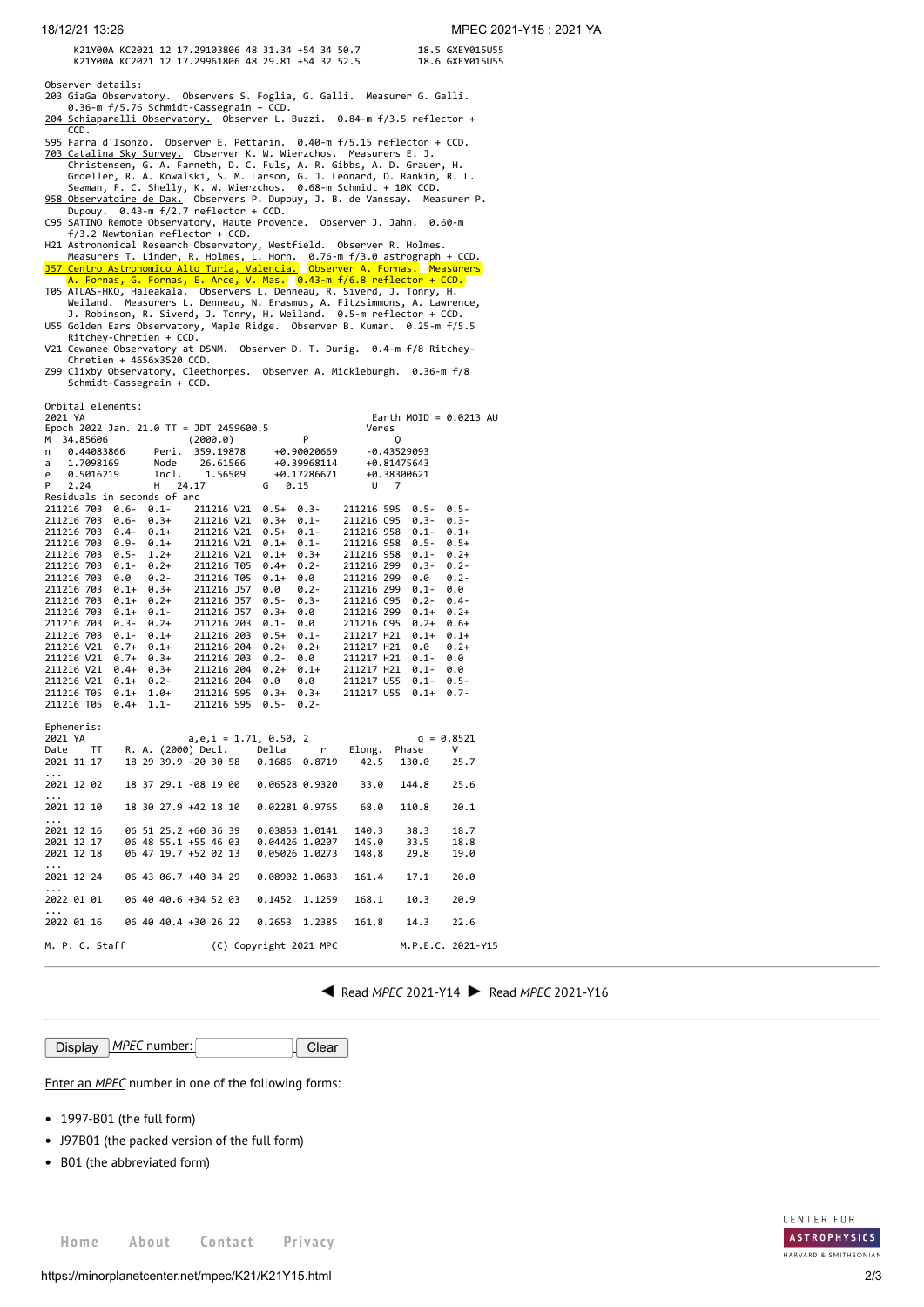```
     K21Y00A KC2021 12 17.29103806 48 31.34 +54 34 50.7          18.5 GXEY015U55
     K21Y00A KC2021 12 17.29961806 48 29.81 +54 32 52.5          18.6 GXEY015U55
```

Observer details:

```
203 GiaGa Observatory.  Observers S. Foglia, G. Galli.  Measurer G. Galli.
    0.36-m f/5.76 Schmidt-Cassegrain + CCD.
204 Schiaparelli Observatory.  Observer L. Buzzi.  0.84-m f/3.5 reflector +
    CCD.
595 Farra d'Isonzo.  Observer E. Pettarin.  0.40-m f/5.15 reflector + CCD.
703 Catalina Sky Survey.  Observer K. W. Wierzchos.  Measurers E. J.
    Christensen, G. A. Farneth, D. C. Fuls, A. R. Gibbs, A. D. Grauer, H.
    Groeller, R. A. Kowalski, S. M. Larson, G. J. Leonard, D. Rankin, R. L.
    Seaman, F. C. Shelly, K. W. Wierzchos.  0.68-m Schmidt + 10K CCD.
958 Observatoire de Dax.  Observers P. Dupouy, J. B. de Vanssay.  Measurer P.
    Dupouy.  0.43-m f/2.7 reflector + CCD.
C95 SATINO Remote Observatory, Haute Provence.  Observer J. Jahn.  0.60-m
    f/3.2 Newtonian reflector + CCD.
H21 Astronomical Research Observatory, Westfield.  Observer R. Holmes.
    Measurers T. Linder, R. Holmes, L. Horn.  0.76-m f/3.0 astrograph + CCD.
J57 Centro Astronomico Alto Turia, Valencia.  Observer A. Fornas.  Measurers
    A. Fornas, G. Fornas, E. Arce, V. Mas.  0.43-m f/6.8 reflector + CCD.
T05 ATLAS-HKO, Haleakala.  Observers L. Denneau, R. Siverd, J. Tonry, H.
    Weiland.  Measurers L. Denneau, N. Erasmus, A. Fitzsimmons, A. Lawrence,
    J. Robinson, R. Siverd, J. Tonry, H. Weiland.  0.5-m reflector + CCD.
U55 Golden Ears Observatory, Maple Ridge.  Observer B. Kumar.  0.25-m f/5.5
    Ritchey-Chretien + CCD.
V21 Cewanee Observatory at DSNM.  Observer D. T. Durig.  0.4-m f/8 Ritchey-
    Chretien + 4656x3520 CCD.
Z99 Clixby Observatory, Cleethorpes.  Observer A. Mickleburgh.  0.36-m f/8
    Schmidt-Cassegrain + CCD.
```

Orbital elements:

```
2021 YA                                                     Earth MOID = 0.0213 AU
Epoch 2022 Jan. 21.0 TT = JDT 2459600.5                 Veres
M  34.85606              (2000.0)            P               Q
n   0.44083866     Peri.  359.19878     +0.90020669     -0.43529093
a   1.7098169      Node    26.61566     +0.39968114     +0.81475643
e   0.5016219      Incl.    1.56509     +0.17286671     +0.38300621
P   2.24           H   24.17          G   0.15           U   7
Residuals in seconds of arc
211216 703  0.6-  0.1-    211216 V21  0.5+  0.3-    211216 595  0.5-  0.5-
211216 703  0.6-  0.3+    211216 V21  0.3+  0.1-    211216 C95  0.3-  0.3-
211216 703  0.4-  0.1+    211216 V21  0.5+  0.1-    211216 958  0.1-  0.1+
211216 703  0.9-  0.1+    211216 V21  0.1+  0.1-    211216 958  0.5-  0.5+
211216 703  0.5-  1.2+    211216 V21  0.1+  0.3+    211216 958  0.1-  0.2+
211216 703  0.1-  0.2+    211216 T05  0.4+  0.2-    211216 Z99  0.3-  0.2-
211216 703  0.0   0.2-    211216 T05  0.1+  0.0     211216 Z99  0.0   0.2-
211216 703  0.1+  0.3+    211216 J57  0.0   0.2-    211216 Z99  0.1-  0.0
211216 703  0.1+  0.2+    211216 J57  0.5-  0.3-    211216 C95  0.2-  0.4-
211216 703  0.1+  0.1-    211216 J57  0.3+  0.0     211216 Z99  0.1+  0.2+
211216 703  0.3-  0.2+    211216 203  0.1-  0.0     211216 C95  0.2+  0.6+
211216 703  0.1-  0.1+    211216 203  0.5+  0.1-    211217 H21  0.1+  0.1+
211216 V21  0.7+  0.1+    211216 204  0.2+  0.2+    211217 H21  0.0   0.2+
211216 V21  0.7+  0.3+    211216 203  0.2-  0.0     211217 H21  0.1-  0.0
211216 V21  0.4+  0.3+    211216 204  0.2+  0.1+    211217 H21  0.1-  0.0
211216 V21  0.1+  0.2-    211216 204  0.0   0.0     211217 U55  0.1-  0.5-
211216 T05  0.1+  1.0+    211216 595  0.3+  0.3+    211217 U55  0.1+  0.7-
211216 T05  0.4+  1.1-    211216 595  0.5-  0.2-
```

Ephemeris:

```
2021 YA                   a,e,i = 1.71, 0.50, 2                   q = 0.8521
Date    TT     R. A. (2000) Decl.     Delta      r     Elong.  Phase      V
2021 11 17     18 29 39.9 -20 30 58   0.1686  0.8719    42.5   130.0     25.7
...
2021 12 02     18 37 29.1 -08 19 00   0.06528 0.9320    33.0   144.8     25.6
...
2021 12 10     18 30 27.9 +42 18 10   0.02281 0.9765    68.0   110.8     20.1
...
2021 12 16     06 51 25.2 +60 36 39   0.03853 1.0141   140.3    38.3     18.7
2021 12 17     06 48 55.1 +55 46 03   0.04426 1.0207   145.0    33.5     18.8
2021 12 18     06 47 19.7 +52 02 13   0.05026 1.0273   148.8    29.8     19.0
...
2021 12 24     06 43 06.7 +40 34 29   0.08902 1.0683   161.4    17.1     20.0
...
2022 01 01     06 40 40.6 +34 52 03   0.1452  1.1259   168.1    10.3     20.9
...
2022 01 16     06 40 40.4 +30 26 22   0.2653  1.2385   161.8    14.3     22.6

M. P. C. Staff              (C) Copyright 2021 MPC           M.P.E.C. 2021-Y15
```

◀ Read *MPEC* 2021-Y14 ▶ Read *MPEC* 2021-Y16

Display *MPEC* number: Clear

Enter an *MPEC* number in one of the following forms:

- 1997-B01 (the full form)
- J97B01 (the packed version of the full form)
- B01 (the abbreviated form)

Home About Contact Privacy

CENTER FOR ASTROPHYSICS HARVARD & SMITHSONIAN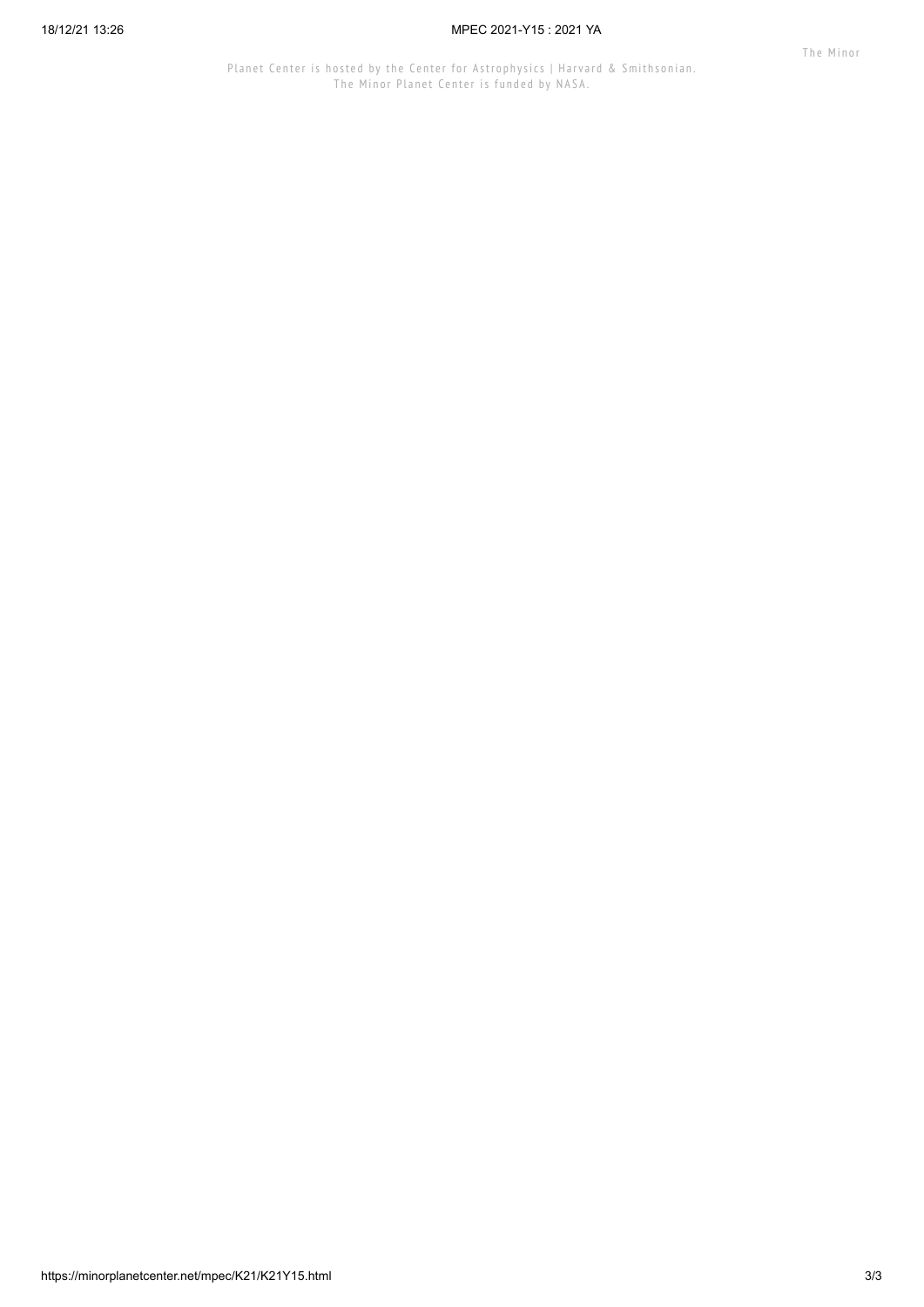The Minor Planet Center is hosted by the Center for Astrophysics | Harvard & Smithsonian.
The Minor Planet Center is funded by NASA.